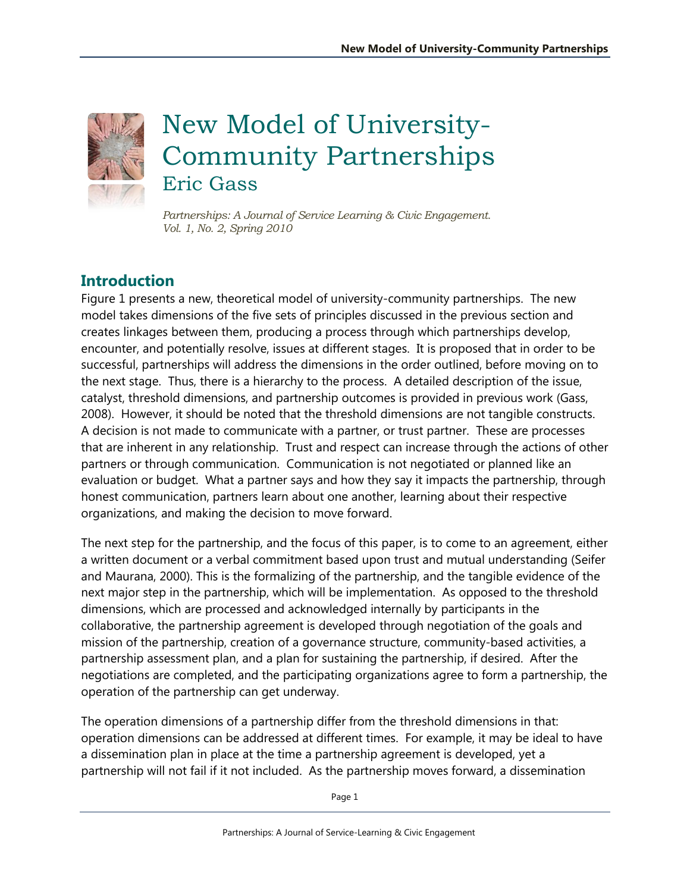# New Model of University-Community Partnerships

## Eric Gass

*Partnerships: A Journal of Service Learning & Civic Engagement. Vol. 1, No. 2, Spring 2010*

## Introduction

Figure 1 presents a new, theoretical model of university-community partnerships. The new model takes dimensions of the five sets of principles discussed in the previous section and creates linkages between them, producing a process through which partnerships develop, encounter, and potentially resolve, issues at different stages. It is proposed that in order to be successful, partnerships will address the dimensions in the order outlined, before moving on to the next stage. Thus, there is a hierarchy to the process. A detailed description of the issue, catalyst, threshold dimensions, and partnership outcomes is provided in previous work (Gass, 2008). However, it should be noted that the threshold dimensions are not tangible constructs. A decision is not made to communicate with a partner, or trust partner. These are processes that are inherent in any relationship. Trust and respect can increase through the actions of other partners or through communication. Communication is not negotiated or planned like an evaluation or budget. What a partner says and how they say it impacts the partnership, through honest communication, partners learn about one another, learning about their respective organizations, and making the decision to move forward.

The next step for the partnership, and the focus of this paper, is to come to an agreement, either a written document or a verbal commitment based upon trust and mutual understanding (Seifer and Maurana, 2000). This is the formalizing of the partnership, and the tangible evidence of the next major step in the partnership, which will be implementation. As opposed to the threshold dimensions, which are processed and acknowledged internally by participants in the collaborative, the partnership agreement is developed through negotiation of the goals and mission of the partnership, creation of a governance structure, community-based activities, a partnership assessment plan, and a plan for sustaining the partnership, if desired. After the negotiations are completed, and the participating organizations agree to form a partnership, the operation of the partnership can get underway.

The operation dimensions of a partnership differ from the threshold dimensions in that: operation dimensions can be addressed at different times. For example, it may be ideal to have a dissemination plan in place at the time a partnership agreement is developed, yet a partnership will not fail if it not included. As the partnership moves forward, a dissemination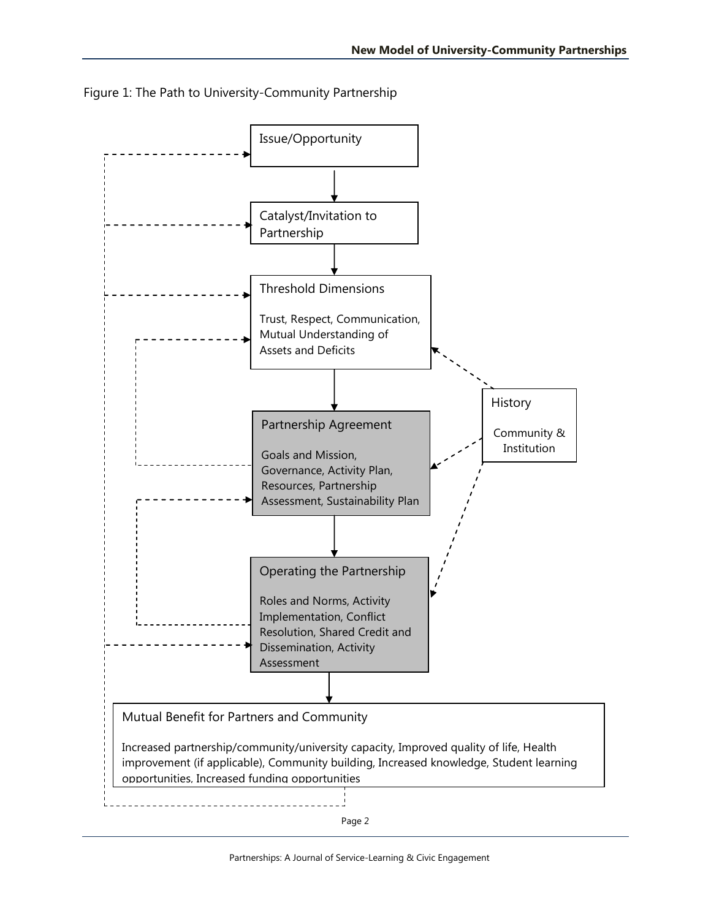Figure 1: The Path to University-Community Partnership

Issue/Opportunity

Catalyst/Invitation to Partnership

Threshold Dimensions

Trust, Respect, Communication, Mutual Understanding of Assets and Deficits

Partnership Agreement

Goals and Mission, Governance, Activity Plan, Resources, Partnership Assessment, Sustainability Plan

History

Community & Institution

Operating the Partnership

Roles and Norms, Activity Implementation, Conflict Resolution, Shared Credit and Dissemination, Activity Assessment

Mutual Benefit for Partners and Community

Increased partnership/community/university capacity, Improved quality of life, Health improvement (if applicable), Community building, Increased knowledge, Student learning opportunities, Increased funding opportunities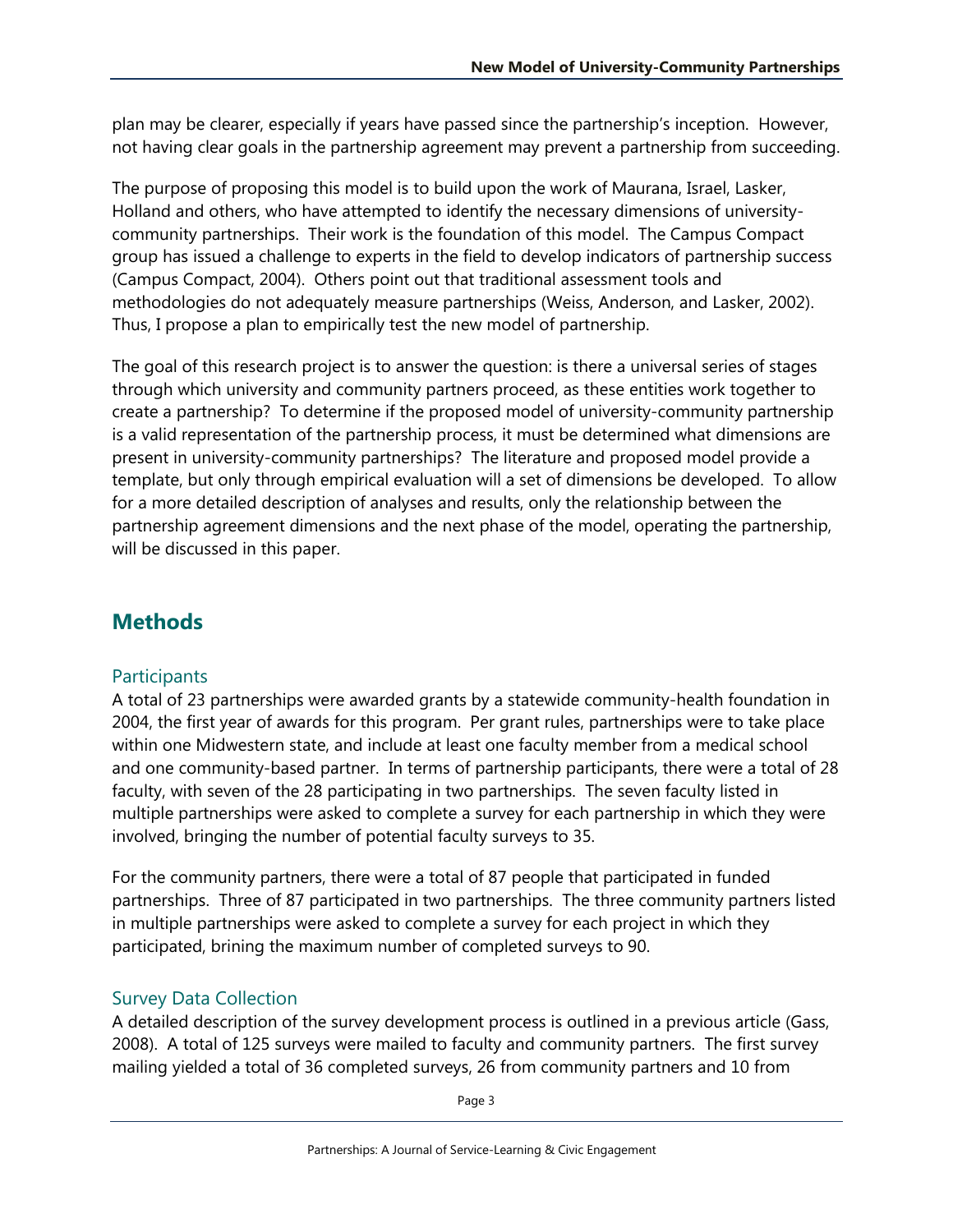plan may be clearer, especially if years have passed since the partnership's inception. However, not having clear goals in the partnership agreement may prevent a partnership from succeeding.

The purpose of proposing this model is to build upon the work of Maurana, Israel, Lasker, Holland and others, who have attempted to identify the necessary dimensions of university-community partnerships. Their work is the foundation of this model. The Campus Compact group has issued a challenge to experts in the field to develop indicators of partnership success (Campus Compact, 2004). Others point out that traditional assessment tools and methodologies do not adequately measure partnerships (Weiss, Anderson, and Lasker, 2002). Thus, I propose a plan to empirically test the new model of partnership.

The goal of this research project is to answer the question: is there a universal series of stages through which university and community partners proceed, as these entities work together to create a partnership? To determine if the proposed model of university-community partnership is a valid representation of the partnership process, it must be determined what dimensions are present in university-community partnerships? The literature and proposed model provide a template, but only through empirical evaluation will a set of dimensions be developed. To allow for a more detailed description of analyses and results, only the relationship between the partnership agreement dimensions and the next phase of the model, operating the partnership, will be discussed in this paper.

## Methods

### Participants

A total of 23 partnerships were awarded grants by a statewide community-health foundation in 2004, the first year of awards for this program. Per grant rules, partnerships were to take place within one Midwestern state, and include at least one faculty member from a medical school and one community-based partner. In terms of partnership participants, there were a total of 28 faculty, with seven of the 28 participating in two partnerships. The seven faculty listed in multiple partnerships were asked to complete a survey for each partnership in which they were involved, bringing the number of potential faculty surveys to 35.

For the community partners, there were a total of 87 people that participated in funded partnerships. Three of 87 participated in two partnerships. The three community partners listed in multiple partnerships were asked to complete a survey for each project in which they participated, brining the maximum number of completed surveys to 90.

### Survey Data Collection

A detailed description of the survey development process is outlined in a previous article (Gass, 2008). A total of 125 surveys were mailed to faculty and community partners. The first survey mailing yielded a total of 36 completed surveys, 26 from community partners and 10 from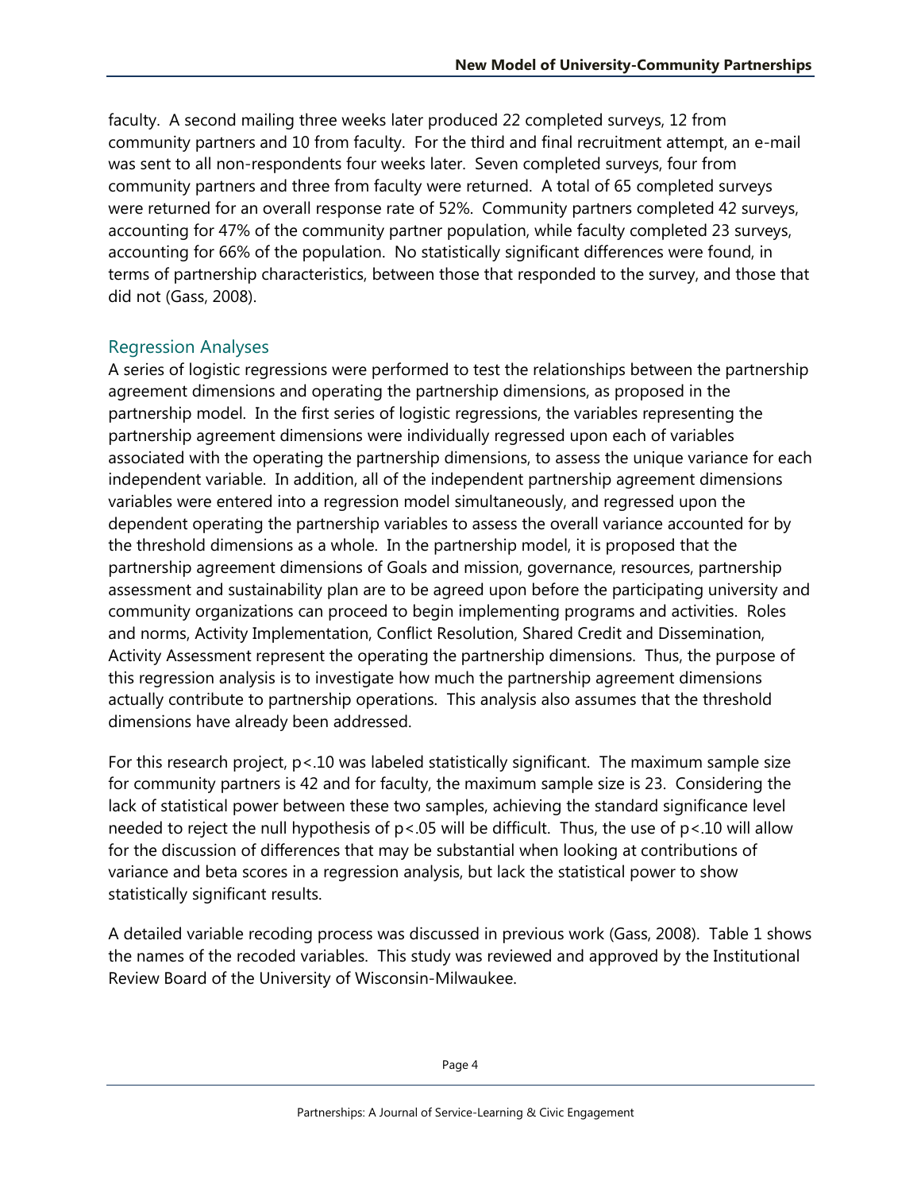faculty. A second mailing three weeks later produced 22 completed surveys, 12 from community partners and 10 from faculty. For the third and final recruitment attempt, an e-mail was sent to all non-respondents four weeks later. Seven completed surveys, four from community partners and three from faculty were returned. A total of 65 completed surveys were returned for an overall response rate of 52%. Community partners completed 42 surveys, accounting for 47% of the community partner population, while faculty completed 23 surveys, accounting for 66% of the population. No statistically significant differences were found, in terms of partnership characteristics, between those that responded to the survey, and those that did not (Gass, 2008).

## Regression Analyses

A series of logistic regressions were performed to test the relationships between the partnership agreement dimensions and operating the partnership dimensions, as proposed in the partnership model. In the first series of logistic regressions, the variables representing the partnership agreement dimensions were individually regressed upon each of variables associated with the operating the partnership dimensions, to assess the unique variance for each independent variable. In addition, all of the independent partnership agreement dimensions variables were entered into a regression model simultaneously, and regressed upon the dependent operating the partnership variables to assess the overall variance accounted for by the threshold dimensions as a whole. In the partnership model, it is proposed that the partnership agreement dimensions of Goals and mission, governance, resources, partnership assessment and sustainability plan are to be agreed upon before the participating university and community organizations can proceed to begin implementing programs and activities. Roles and norms, Activity Implementation, Conflict Resolution, Shared Credit and Dissemination, Activity Assessment represent the operating the partnership dimensions. Thus, the purpose of this regression analysis is to investigate how much the partnership agreement dimensions actually contribute to partnership operations. This analysis also assumes that the threshold dimensions have already been addressed.

For this research project, $p<.10$ was labeled statistically significant. The maximum sample size for community partners is 42 and for faculty, the maximum sample size is 23. Considering the lack of statistical power between these two samples, achieving the standard significance level needed to reject the null hypothesis of $p<.05$ will be difficult. Thus, the use of $p<.10$ will allow for the discussion of differences that may be substantial when looking at contributions of variance and beta scores in a regression analysis, but lack the statistical power to show statistically significant results.

A detailed variable recoding process was discussed in previous work (Gass, 2008). Table 1 shows the names of the recoded variables. This study was reviewed and approved by the Institutional Review Board of the University of Wisconsin-Milwaukee.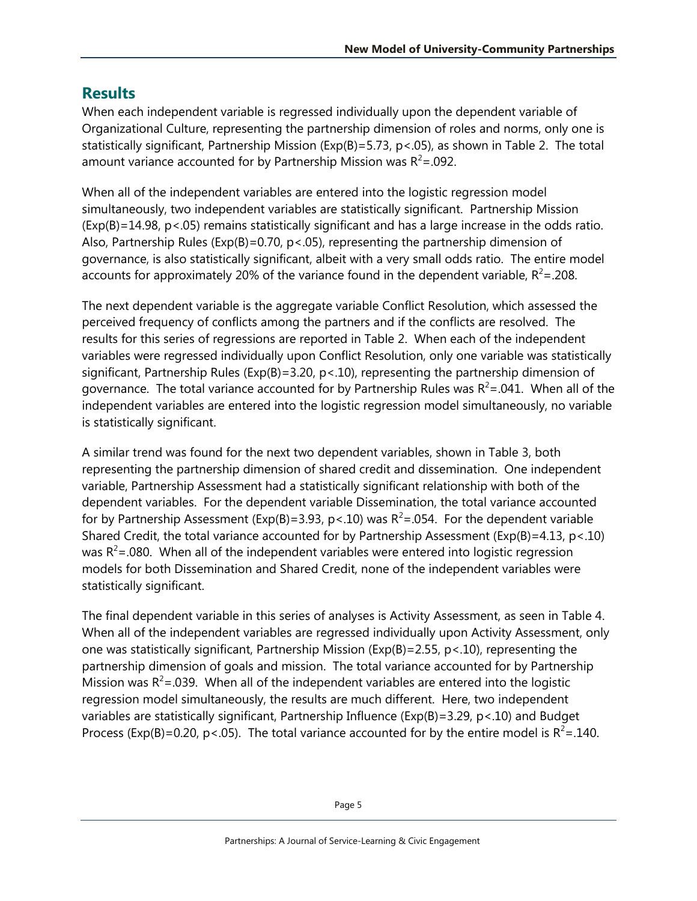## Results

When each independent variable is regressed individually upon the dependent variable of Organizational Culture, representing the partnership dimension of roles and norms, only one is statistically significant, Partnership Mission (Exp(B)=5.73, $p<.05$), as shown in Table 2. The total amount variance accounted for by Partnership Mission was $R^2=.092$.

When all of the independent variables are entered into the logistic regression model simultaneously, two independent variables are statistically significant. Partnership Mission (Exp(B)=14.98, $p<.05$) remains statistically significant and has a large increase in the odds ratio. Also, Partnership Rules (Exp(B)=0.70, $p<.05$), representing the partnership dimension of governance, is also statistically significant, albeit with a very small odds ratio. The entire model accounts for approximately 20% of the variance found in the dependent variable, $R^2=.208$.

The next dependent variable is the aggregate variable Conflict Resolution, which assessed the perceived frequency of conflicts among the partners and if the conflicts are resolved. The results for this series of regressions are reported in Table 2. When each of the independent variables were regressed individually upon Conflict Resolution, only one variable was statistically significant, Partnership Rules (Exp(B)=3.20, $p<.10$), representing the partnership dimension of governance. The total variance accounted for by Partnership Rules was $R^2=.041$. When all of the independent variables are entered into the logistic regression model simultaneously, no variable is statistically significant.

A similar trend was found for the next two dependent variables, shown in Table 3, both representing the partnership dimension of shared credit and dissemination. One independent variable, Partnership Assessment had a statistically significant relationship with both of the dependent variables. For the dependent variable Dissemination, the total variance accounted for by Partnership Assessment (Exp(B)=3.93, $p<.10$) was $R^2=.054$. For the dependent variable Shared Credit, the total variance accounted for by Partnership Assessment (Exp(B)=4.13, $p<.10$) was $R^2=.080$. When all of the independent variables were entered into logistic regression models for both Dissemination and Shared Credit, none of the independent variables were statistically significant.

The final dependent variable in this series of analyses is Activity Assessment, as seen in Table 4. When all of the independent variables are regressed individually upon Activity Assessment, only one was statistically significant, Partnership Mission (Exp(B)=2.55, $p<.10$), representing the partnership dimension of goals and mission. The total variance accounted for by Partnership Mission was $R^2=.039$. When all of the independent variables are entered into the logistic regression model simultaneously, the results are much different. Here, two independent variables are statistically significant, Partnership Influence (Exp(B)=3.29, $p<.10$) and Budget Process (Exp(B)=0.20, $p<.05$). The total variance accounted for by the entire model is $R^2=.140$.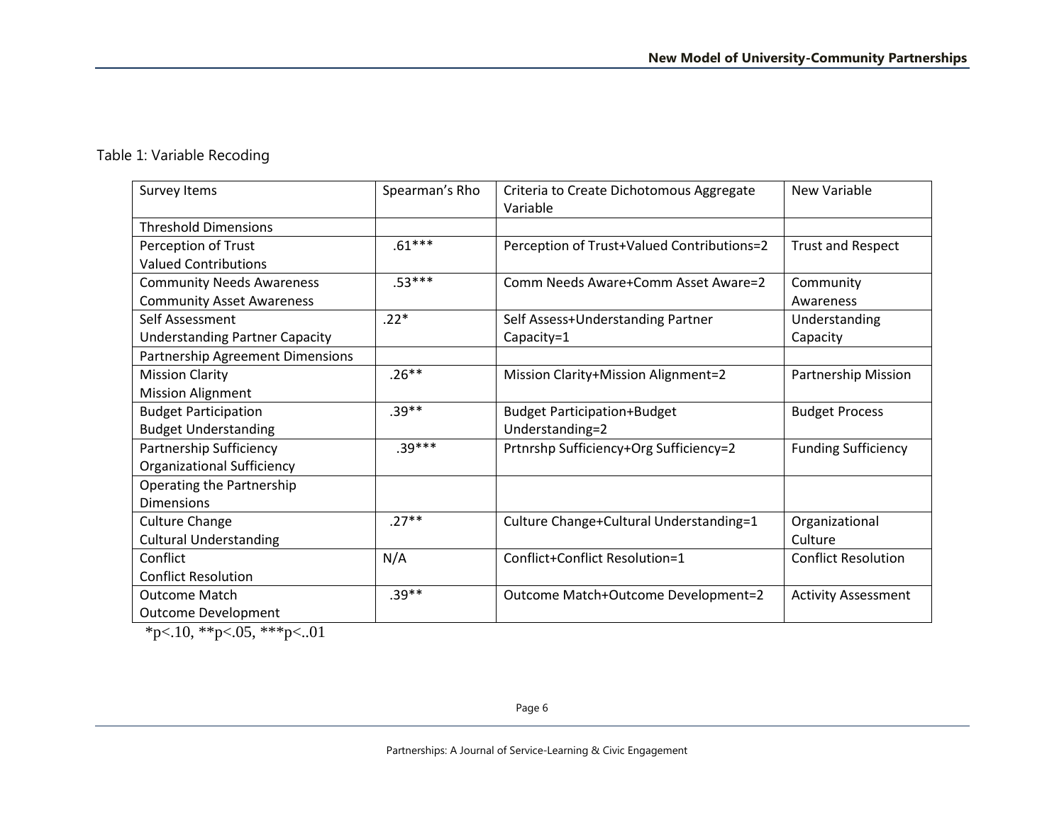Table 1: Variable Recoding

| Survey Items | Spearman's Rho | Criteria to Create Dichotomous Aggregate Variable | New Variable |
|---|---|---|---|
| Threshold Dimensions | | | |
| Perception of Trust<br>Valued Contributions | .61*** | Perception of Trust+Valued Contributions=2 | Trust and Respect |
| Community Needs Awareness<br>Community Asset Awareness | .53*** | Comm Needs Aware+Comm Asset Aware=2 | Community Awareness |
| Self Assessment<br>Understanding Partner Capacity | .22* | Self Assess+Understanding Partner Capacity=1 | Understanding Capacity |
| Partnership Agreement Dimensions | | | |
| Mission Clarity<br>Mission Alignment | .26** | Mission Clarity+Mission Alignment=2 | Partnership Mission |
| Budget Participation<br>Budget Understanding | .39** | Budget Participation+Budget Understanding=2 | Budget Process |
| Partnership Sufficiency<br>Organizational Sufficiency | .39*** | Prtnrshp Sufficiency+Org Sufficiency=2 | Funding Sufficiency |
| Operating the Partnership Dimensions | | | |
| Culture Change<br>Cultural Understanding | .27** | Culture Change+Cultural Understanding=1 | Organizational Culture |
| Conflict<br>Conflict Resolution | N/A | Conflict+Conflict Resolution=1 | Conflict Resolution |
| Outcome Match<br>Outcome Development | .39** | Outcome Match+Outcome Development=2 | Activity Assessment |

*p<.10, **p<.05, ***p<..01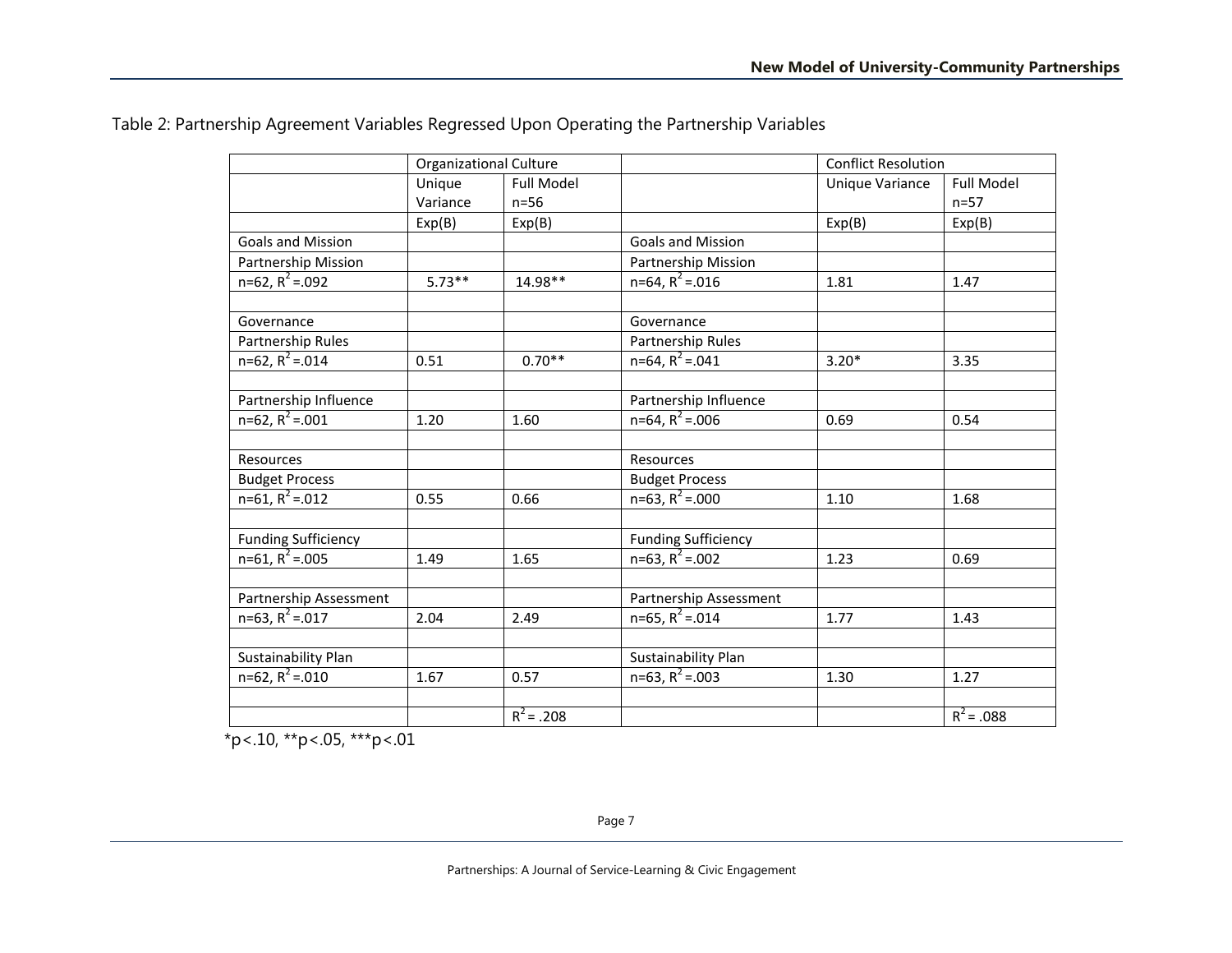Table 2: Partnership Agreement Variables Regressed Upon Operating the Partnership Variables

| | Organizational Culture | | | Conflict Resolution | |
|---|---|---|---|---|---|
| | Unique Variance | Full Model n=56 | | Unique Variance | Full Model n=57 |
| | Exp(B) | Exp(B) | | Exp(B) | Exp(B) |
| Goals and Mission | | | Goals and Mission | | |
| Partnership Mission | | | Partnership Mission | | |
| n=62, $R^2$=.092 | 5.73** | 14.98** | n=64, $R^2$=.016 | 1.81 | 1.47 |
| | | | | | |
| Governance | | | Governance | | |
| Partnership Rules | | | Partnership Rules | | |
| n=62, $R^2$=.014 | 0.51 | 0.70** | n=64, $R^2$=.041 | 3.20* | 3.35 |
| | | | | | |
| Partnership Influence | | | Partnership Influence | | |
| n=62, $R^2$=.001 | 1.20 | 1.60 | n=64, $R^2$=.006 | 0.69 | 0.54 |
| | | | | | |
| Resources | | | Resources | | |
| Budget Process | | | Budget Process | | |
| n=61, $R^2$=.012 | 0.55 | 0.66 | n=63, $R^2$=.000 | 1.10 | 1.68 |
| | | | | | |
| Funding Sufficiency | | | Funding Sufficiency | | |
| n=61, $R^2$=.005 | 1.49 | 1.65 | n=63, $R^2$=.002 | 1.23 | 0.69 |
| | | | | | |
| Partnership Assessment | | | Partnership Assessment | | |
| n=63, $R^2$=.017 | 2.04 | 2.49 | n=65, $R^2$=.014 | 1.77 | 1.43 |
| | | | | | |
| Sustainability Plan | | | Sustainability Plan | | |
| n=62, $R^2$=.010 | 1.67 | 0.57 | n=63, $R^2$=.003 | 1.30 | 1.27 |
| | | | | | |
| | | $R^2$ = .208 | | | $R^2$ = .088 |

*$p<.10$, **$p<.05$, ***$p<.01$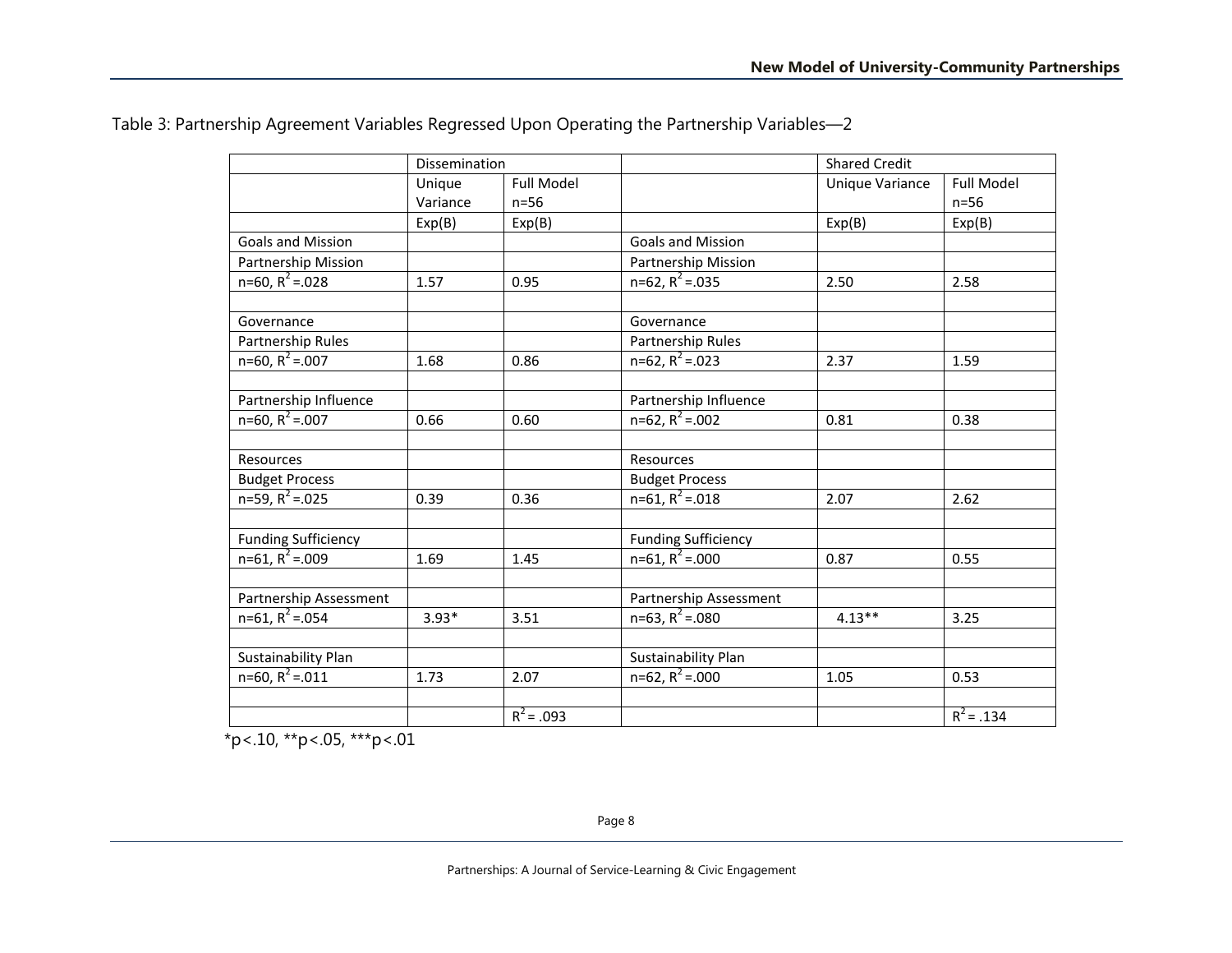Table 3: Partnership Agreement Variables Regressed Upon Operating the Partnership Variables—2

| | Dissemination | | | Shared Credit | |
|---|---|---|---|---|---|
| | Unique Variance | Full Model n=56 | | Unique Variance | Full Model n=56 |
| | Exp(B) | Exp(B) | | Exp(B) | Exp(B) |
| Goals and Mission | | | Goals and Mission | | |
| Partnership Mission | | | Partnership Mission | | |
| n=60, $R^2$=.028 | 1.57 | 0.95 | n=62, $R^2$=.035 | 2.50 | 2.58 |
| | | | | | |
| Governance | | | Governance | | |
| Partnership Rules | | | Partnership Rules | | |
| n=60, $R^2$=.007 | 1.68 | 0.86 | n=62, $R^2$=.023 | 2.37 | 1.59 |
| | | | | | |
| Partnership Influence | | | Partnership Influence | | |
| n=60, $R^2$=.007 | 0.66 | 0.60 | n=62, $R^2$=.002 | 0.81 | 0.38 |
| | | | | | |
| Resources | | | Resources | | |
| Budget Process | | | Budget Process | | |
| n=59, $R^2$=.025 | 0.39 | 0.36 | n=61, $R^2$=.018 | 2.07 | 2.62 |
| | | | | | |
| Funding Sufficiency | | | Funding Sufficiency | | |
| n=61, $R^2$=.009 | 1.69 | 1.45 | n=61, $R^2$=.000 | 0.87 | 0.55 |
| | | | | | |
| Partnership Assessment | | | Partnership Assessment | | |
| n=61, $R^2$=.054 | 3.93* | 3.51 | n=63, $R^2$=.080 | 4.13** | 3.25 |
| | | | | | |
| Sustainability Plan | | | Sustainability Plan | | |
| n=60, $R^2$=.011 | 1.73 | 2.07 | n=62, $R^2$=.000 | 1.05 | 0.53 |
| | | | | | |
| | | $R^2$ = .093 | | | $R^2$ = .134 |

*$p<.10$, **$p<.05$, ***$p<.01$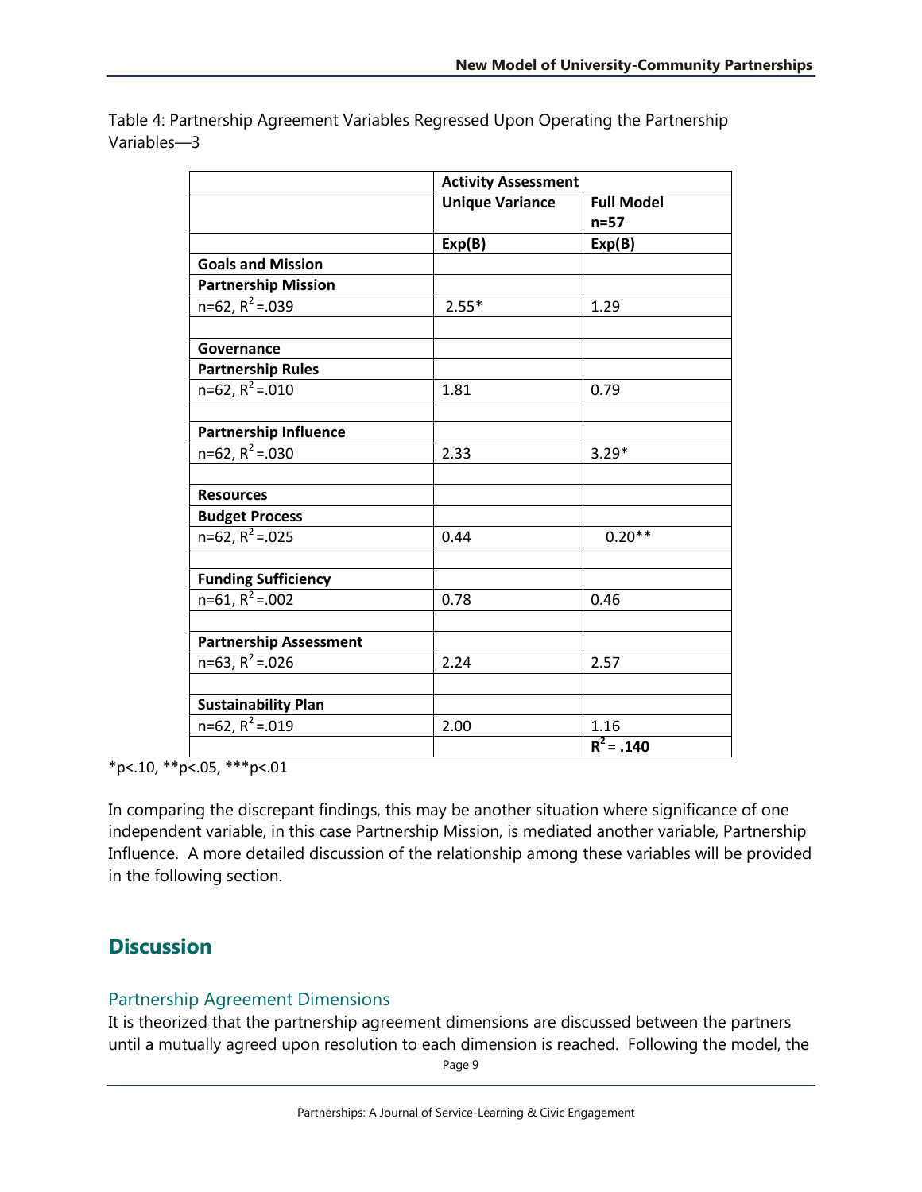Table 4: Partnership Agreement Variables Regressed Upon Operating the Partnership Variables—3

| | Activity Assessment | |
|---|---|---|
| | **Unique Variance** | **Full Model n=57** |
| | **Exp(B)** | **Exp(B)** |
| **Goals and Mission** | | |
| **Partnership Mission** | | |
| n=62, $R^2$=.039 | 2.55* | 1.29 |
| | | |
| **Governance** | | |
| **Partnership Rules** | | |
| n=62, $R^2$=.010 | 1.81 | 0.79 |
| | | |
| **Partnership Influence** | | |
| n=62, $R^2$=.030 | 2.33 | 3.29* |
| | | |
| **Resources** | | |
| **Budget Process** | | |
| n=62, $R^2$=.025 | 0.44 | 0.20** |
| | | |
| **Funding Sufficiency** | | |
| n=61, $R^2$=.002 | 0.78 | 0.46 |
| | | |
| **Partnership Assessment** | | |
| n=63, $R^2$=.026 | 2.24 | 2.57 |
| | | |
| **Sustainability Plan** | | |
| n=62, $R^2$=.019 | 2.00 | 1.16 |
| | | **$R^2$ = .140** |

*p<.10, **p<.05, ***p<.01

In comparing the discrepant findings, this may be another situation where significance of one independent variable, in this case Partnership Mission, is mediated another variable, Partnership Influence. A more detailed discussion of the relationship among these variables will be provided in the following section.

## Discussion

### Partnership Agreement Dimensions

It is theorized that the partnership agreement dimensions are discussed between the partners until a mutually agreed upon resolution to each dimension is reached. Following the model, the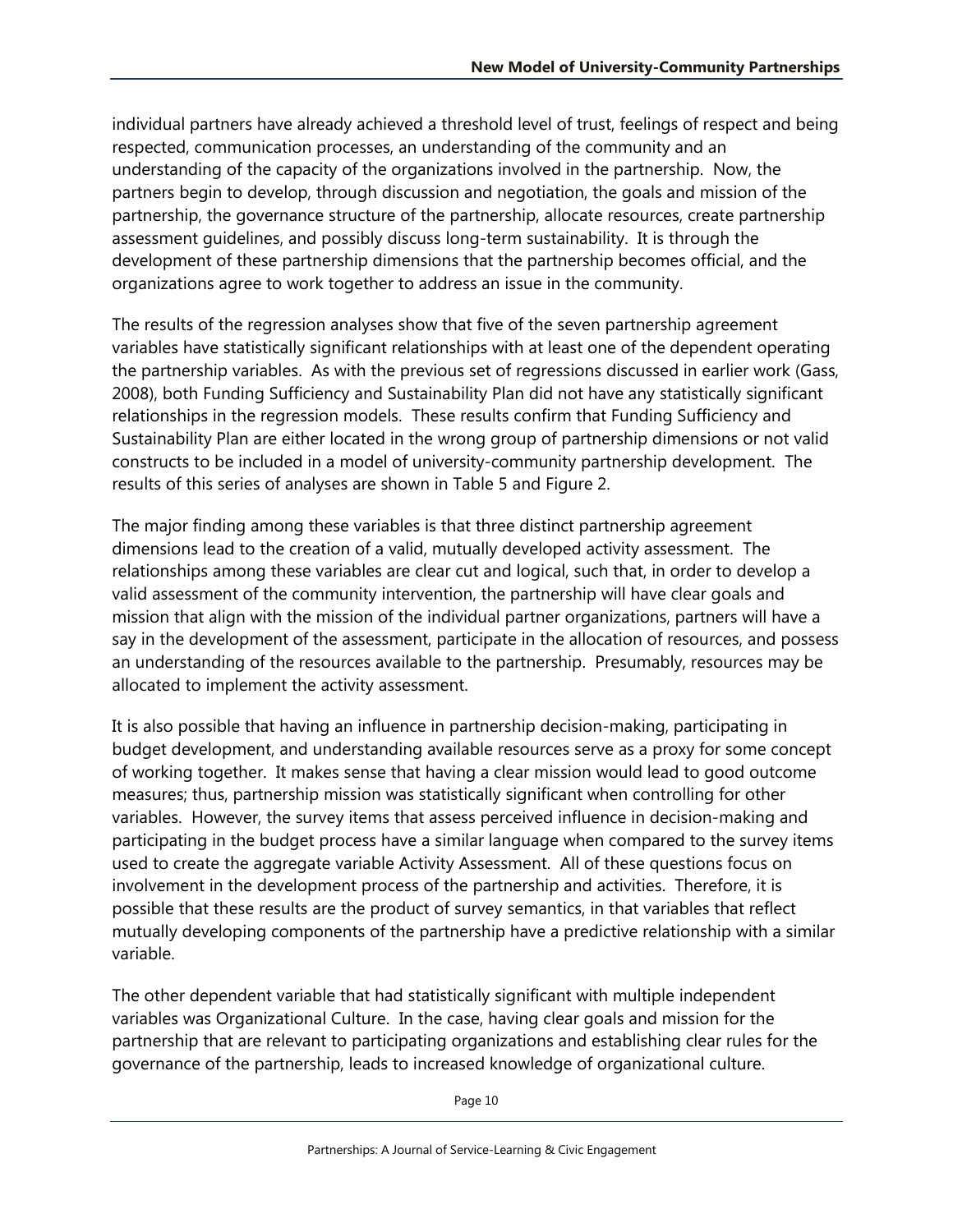individual partners have already achieved a threshold level of trust, feelings of respect and being respected, communication processes, an understanding of the community and an understanding of the capacity of the organizations involved in the partnership. Now, the partners begin to develop, through discussion and negotiation, the goals and mission of the partnership, the governance structure of the partnership, allocate resources, create partnership assessment guidelines, and possibly discuss long-term sustainability. It is through the development of these partnership dimensions that the partnership becomes official, and the organizations agree to work together to address an issue in the community.

The results of the regression analyses show that five of the seven partnership agreement variables have statistically significant relationships with at least one of the dependent operating the partnership variables. As with the previous set of regressions discussed in earlier work (Gass, 2008), both Funding Sufficiency and Sustainability Plan did not have any statistically significant relationships in the regression models. These results confirm that Funding Sufficiency and Sustainability Plan are either located in the wrong group of partnership dimensions or not valid constructs to be included in a model of university-community partnership development. The results of this series of analyses are shown in Table 5 and Figure 2.

The major finding among these variables is that three distinct partnership agreement dimensions lead to the creation of a valid, mutually developed activity assessment. The relationships among these variables are clear cut and logical, such that, in order to develop a valid assessment of the community intervention, the partnership will have clear goals and mission that align with the mission of the individual partner organizations, partners will have a say in the development of the assessment, participate in the allocation of resources, and possess an understanding of the resources available to the partnership. Presumably, resources may be allocated to implement the activity assessment.

It is also possible that having an influence in partnership decision-making, participating in budget development, and understanding available resources serve as a proxy for some concept of working together. It makes sense that having a clear mission would lead to good outcome measures; thus, partnership mission was statistically significant when controlling for other variables. However, the survey items that assess perceived influence in decision-making and participating in the budget process have a similar language when compared to the survey items used to create the aggregate variable Activity Assessment. All of these questions focus on involvement in the development process of the partnership and activities. Therefore, it is possible that these results are the product of survey semantics, in that variables that reflect mutually developing components of the partnership have a predictive relationship with a similar variable.

The other dependent variable that had statistically significant with multiple independent variables was Organizational Culture. In the case, having clear goals and mission for the partnership that are relevant to participating organizations and establishing clear rules for the governance of the partnership, leads to increased knowledge of organizational culture.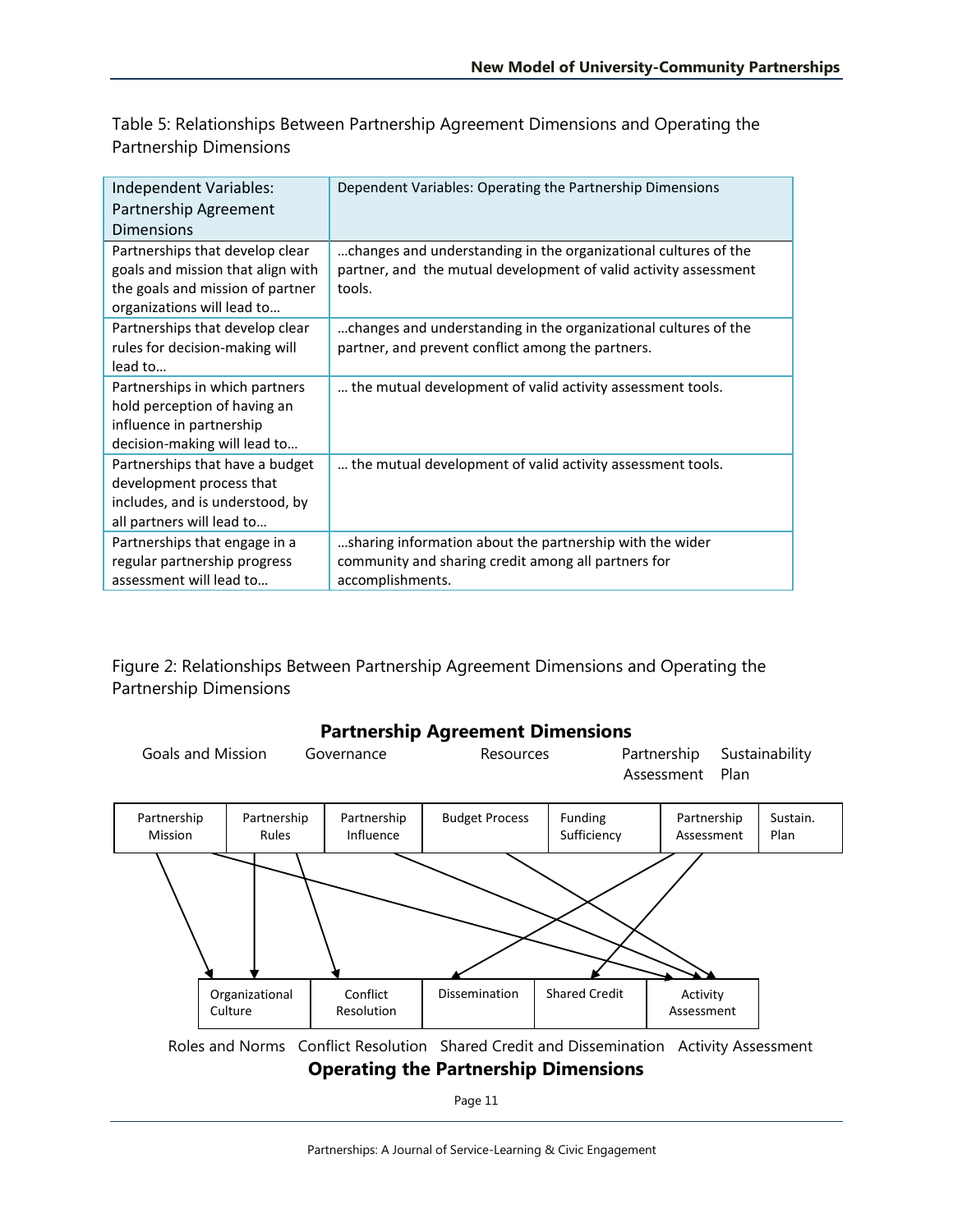Table 5: Relationships Between Partnership Agreement Dimensions and Operating the Partnership Dimensions

| Independent Variables: Partnership Agreement Dimensions | Dependent Variables: Operating the Partnership Dimensions |
| --- | --- |
| Partnerships that develop clear goals and mission that align with the goals and mission of partner organizations will lead to… | …changes and understanding in the organizational cultures of the partner, and the mutual development of valid activity assessment tools. |
| Partnerships that develop clear rules for decision-making will lead to… | …changes and understanding in the organizational cultures of the partner, and prevent conflict among the partners. |
| Partnerships in which partners hold perception of having an influence in partnership decision-making will lead to… | … the mutual development of valid activity assessment tools. |
| Partnerships that have a budget development process that includes, and is understood, by all partners will lead to… | … the mutual development of valid activity assessment tools. |
| Partnerships that engage in a regular partnership progress assessment will lead to… | …sharing information about the partnership with the wider community and sharing credit among all partners for accomplishments. |

Figure 2: Relationships Between Partnership Agreement Dimensions and Operating the Partnership Dimensions

**Partnership Agreement Dimensions**

Goals and Mission | Governance | Resources | Partnership Assessment | Sustainability Plan

| Partnership Mission | Partnership Rules | Partnership Influence | Budget Process | Funding Sufficiency | Partnership Assessment | Sustain. Plan |
| --- | --- | --- | --- | --- | --- | --- |

| Organizational Culture | Conflict Resolution | Dissemination | Shared Credit | Activity Assessment |
| --- | --- | --- | --- | --- |

Roles and Norms | Conflict Resolution | Shared Credit and Dissemination | Activity Assessment

**Operating the Partnership Dimensions**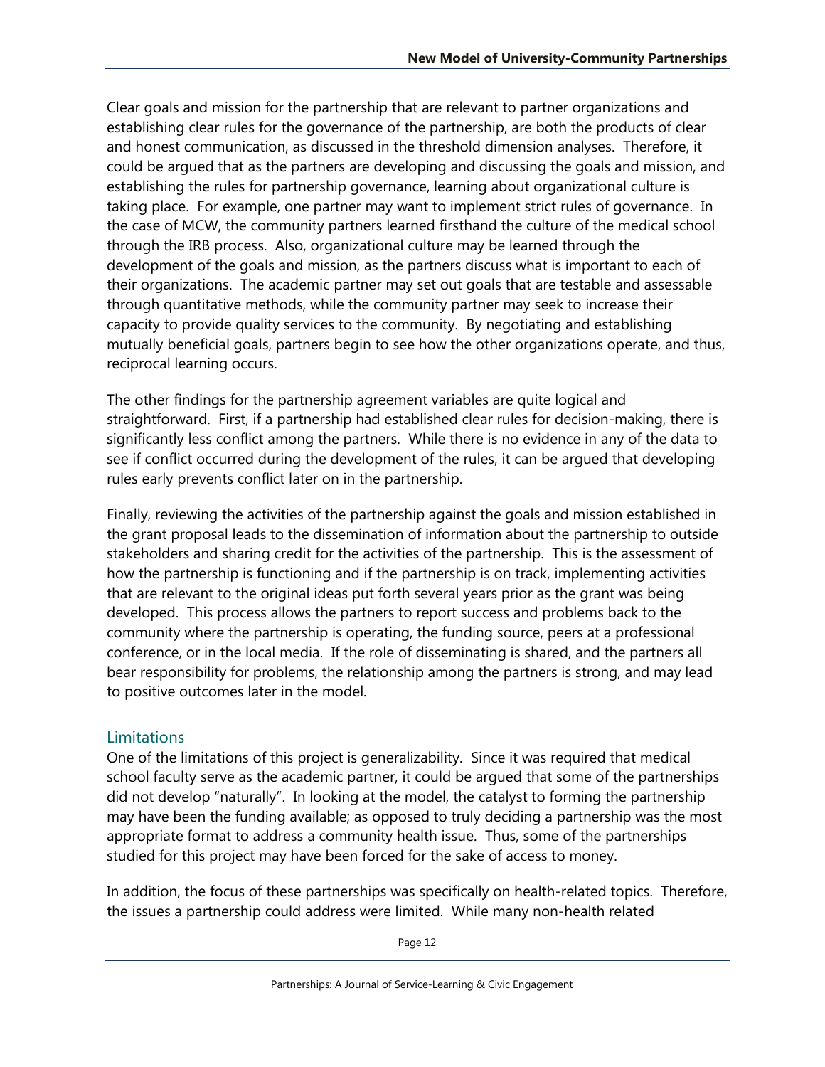Clear goals and mission for the partnership that are relevant to partner organizations and establishing clear rules for the governance of the partnership, are both the products of clear and honest communication, as discussed in the threshold dimension analyses. Therefore, it could be argued that as the partners are developing and discussing the goals and mission, and establishing the rules for partnership governance, learning about organizational culture is taking place. For example, one partner may want to implement strict rules of governance. In the case of MCW, the community partners learned firsthand the culture of the medical school through the IRB process. Also, organizational culture may be learned through the development of the goals and mission, as the partners discuss what is important to each of their organizations. The academic partner may set out goals that are testable and assessable through quantitative methods, while the community partner may seek to increase their capacity to provide quality services to the community. By negotiating and establishing mutually beneficial goals, partners begin to see how the other organizations operate, and thus, reciprocal learning occurs.

The other findings for the partnership agreement variables are quite logical and straightforward. First, if a partnership had established clear rules for decision-making, there is significantly less conflict among the partners. While there is no evidence in any of the data to see if conflict occurred during the development of the rules, it can be argued that developing rules early prevents conflict later on in the partnership.

Finally, reviewing the activities of the partnership against the goals and mission established in the grant proposal leads to the dissemination of information about the partnership to outside stakeholders and sharing credit for the activities of the partnership. This is the assessment of how the partnership is functioning and if the partnership is on track, implementing activities that are relevant to the original ideas put forth several years prior as the grant was being developed. This process allows the partners to report success and problems back to the community where the partnership is operating, the funding source, peers at a professional conference, or in the local media. If the role of disseminating is shared, and the partners all bear responsibility for problems, the relationship among the partners is strong, and may lead to positive outcomes later in the model.

## Limitations

One of the limitations of this project is generalizability. Since it was required that medical school faculty serve as the academic partner, it could be argued that some of the partnerships did not develop "naturally". In looking at the model, the catalyst to forming the partnership may have been the funding available; as opposed to truly deciding a partnership was the most appropriate format to address a community health issue. Thus, some of the partnerships studied for this project may have been forced for the sake of access to money.

In addition, the focus of these partnerships was specifically on health-related topics. Therefore, the issues a partnership could address were limited. While many non-health related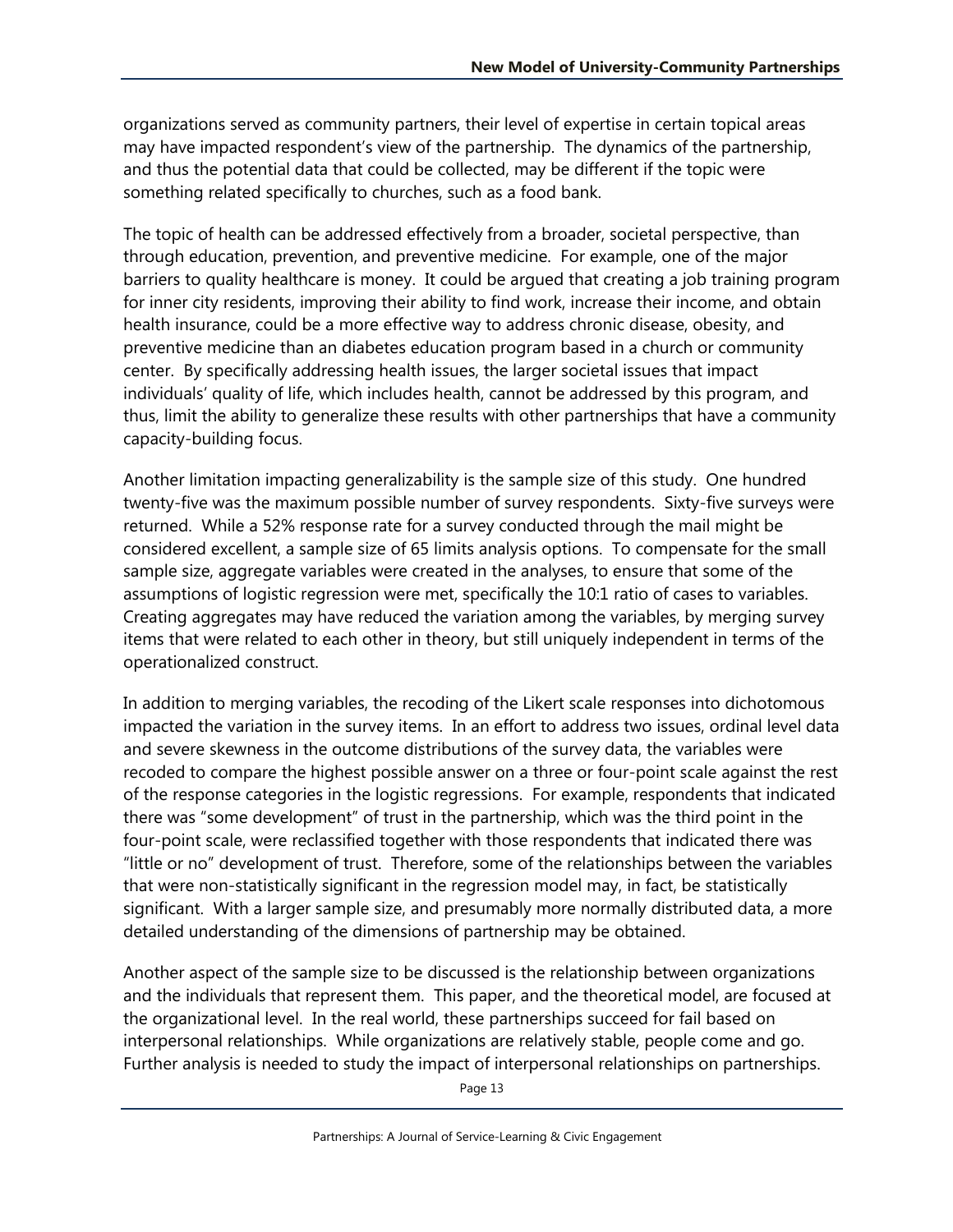organizations served as community partners, their level of expertise in certain topical areas may have impacted respondent's view of the partnership. The dynamics of the partnership, and thus the potential data that could be collected, may be different if the topic were something related specifically to churches, such as a food bank.

The topic of health can be addressed effectively from a broader, societal perspective, than through education, prevention, and preventive medicine. For example, one of the major barriers to quality healthcare is money. It could be argued that creating a job training program for inner city residents, improving their ability to find work, increase their income, and obtain health insurance, could be a more effective way to address chronic disease, obesity, and preventive medicine than an diabetes education program based in a church or community center. By specifically addressing health issues, the larger societal issues that impact individuals' quality of life, which includes health, cannot be addressed by this program, and thus, limit the ability to generalize these results with other partnerships that have a community capacity-building focus.

Another limitation impacting generalizability is the sample size of this study. One hundred twenty-five was the maximum possible number of survey respondents. Sixty-five surveys were returned. While a 52% response rate for a survey conducted through the mail might be considered excellent, a sample size of 65 limits analysis options. To compensate for the small sample size, aggregate variables were created in the analyses, to ensure that some of the assumptions of logistic regression were met, specifically the 10:1 ratio of cases to variables. Creating aggregates may have reduced the variation among the variables, by merging survey items that were related to each other in theory, but still uniquely independent in terms of the operationalized construct.

In addition to merging variables, the recoding of the Likert scale responses into dichotomous impacted the variation in the survey items. In an effort to address two issues, ordinal level data and severe skewness in the outcome distributions of the survey data, the variables were recoded to compare the highest possible answer on a three or four-point scale against the rest of the response categories in the logistic regressions. For example, respondents that indicated there was "some development" of trust in the partnership, which was the third point in the four-point scale, were reclassified together with those respondents that indicated there was "little or no" development of trust. Therefore, some of the relationships between the variables that were non-statistically significant in the regression model may, in fact, be statistically significant. With a larger sample size, and presumably more normally distributed data, a more detailed understanding of the dimensions of partnership may be obtained.

Another aspect of the sample size to be discussed is the relationship between organizations and the individuals that represent them. This paper, and the theoretical model, are focused at the organizational level. In the real world, these partnerships succeed for fail based on interpersonal relationships. While organizations are relatively stable, people come and go. Further analysis is needed to study the impact of interpersonal relationships on partnerships.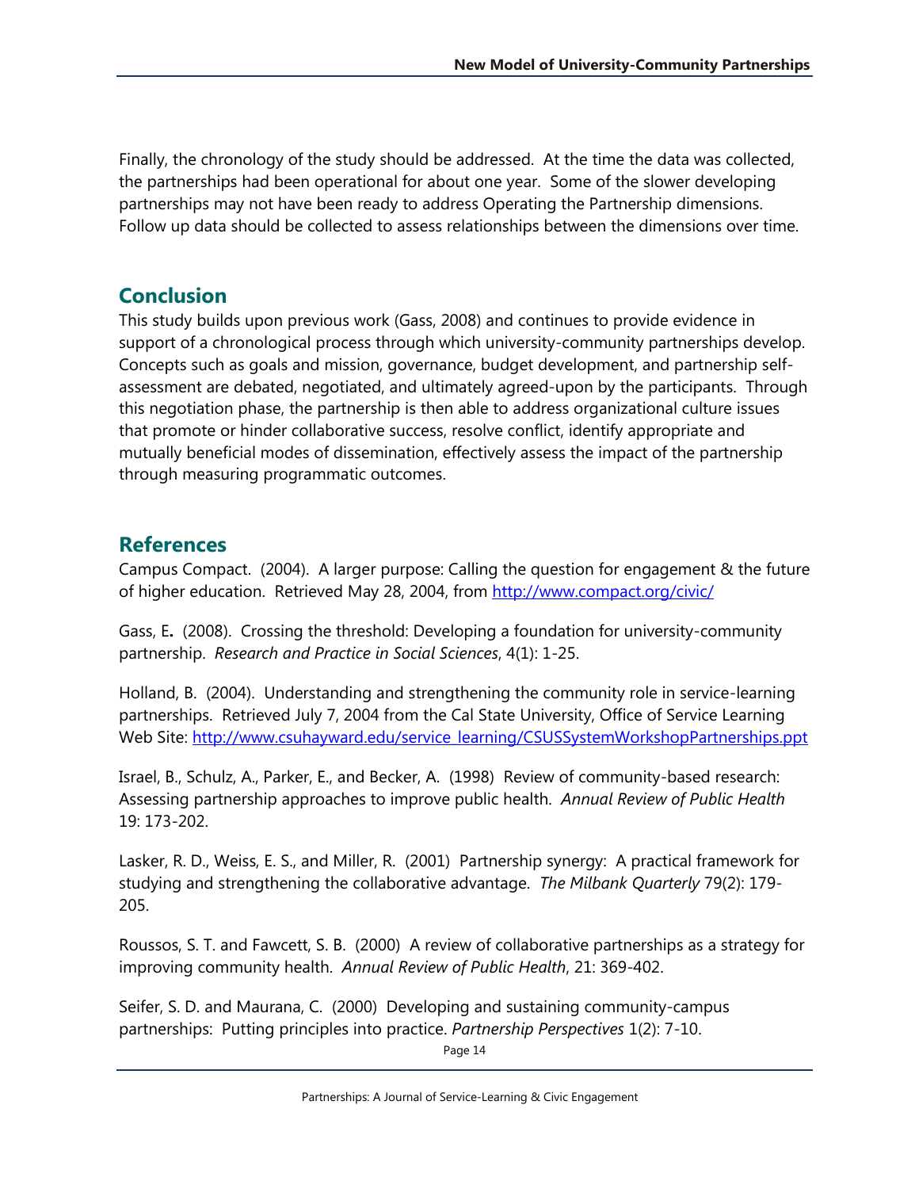Finally, the chronology of the study should be addressed. At the time the data was collected, the partnerships had been operational for about one year. Some of the slower developing partnerships may not have been ready to address Operating the Partnership dimensions. Follow up data should be collected to assess relationships between the dimensions over time.

## Conclusion

This study builds upon previous work (Gass, 2008) and continues to provide evidence in support of a chronological process through which university-community partnerships develop. Concepts such as goals and mission, governance, budget development, and partnership self-assessment are debated, negotiated, and ultimately agreed-upon by the participants. Through this negotiation phase, the partnership is then able to address organizational culture issues that promote or hinder collaborative success, resolve conflict, identify appropriate and mutually beneficial modes of dissemination, effectively assess the impact of the partnership through measuring programmatic outcomes.

## References

Campus Compact. (2004). A larger purpose: Calling the question for engagement & the future of higher education. Retrieved May 28, 2004, from http://www.compact.org/civic/

Gass, E**.** (2008). Crossing the threshold: Developing a foundation for university-community partnership. *Research and Practice in Social Sciences*, 4(1): 1-25.

Holland, B. (2004). Understanding and strengthening the community role in service-learning partnerships. Retrieved July 7, 2004 from the Cal State University, Office of Service Learning Web Site: http://www.csuhayward.edu/service_learning/CSUSSystemWorkshopPartnerships.ppt

Israel, B., Schulz, A., Parker, E., and Becker, A. (1998) Review of community-based research: Assessing partnership approaches to improve public health. *Annual Review of Public Health* 19: 173-202.

Lasker, R. D., Weiss, E. S., and Miller, R. (2001) Partnership synergy: A practical framework for studying and strengthening the collaborative advantage. *The Milbank Quarterly* 79(2): 179-205.

Roussos, S. T. and Fawcett, S. B. (2000) A review of collaborative partnerships as a strategy for improving community health. *Annual Review of Public Health*, 21: 369-402.

Seifer, S. D. and Maurana, C. (2000) Developing and sustaining community-campus partnerships: Putting principles into practice. *Partnership Perspectives* 1(2): 7-10.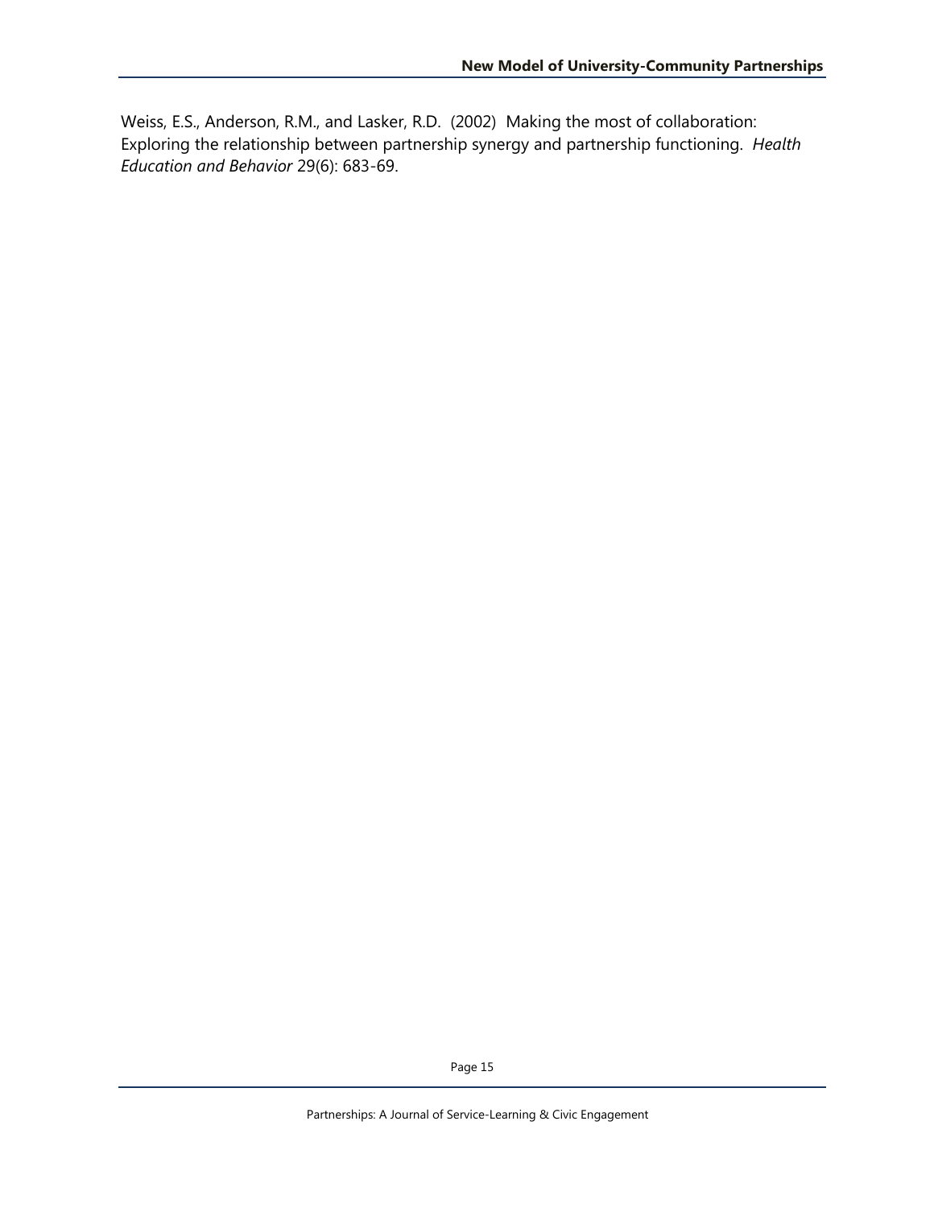Weiss, E.S., Anderson, R.M., and Lasker, R.D. (2002) Making the most of collaboration: Exploring the relationship between partnership synergy and partnership functioning. *Health Education and Behavior* 29(6): 683-69.